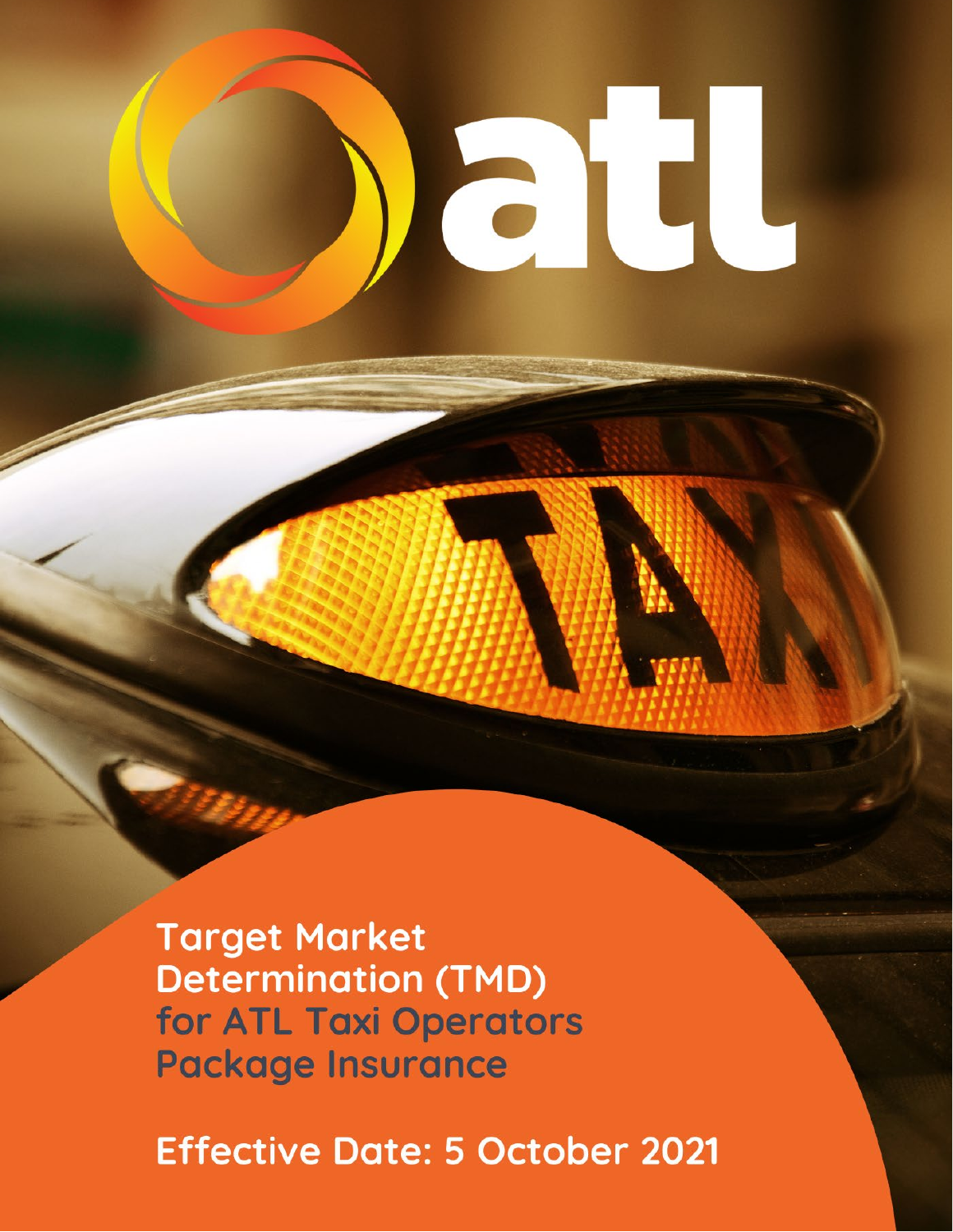atl

# Target Market Determination (TMD) for ATL Taxi Operators Package Insurance

**Effective Date: 5 October 2021**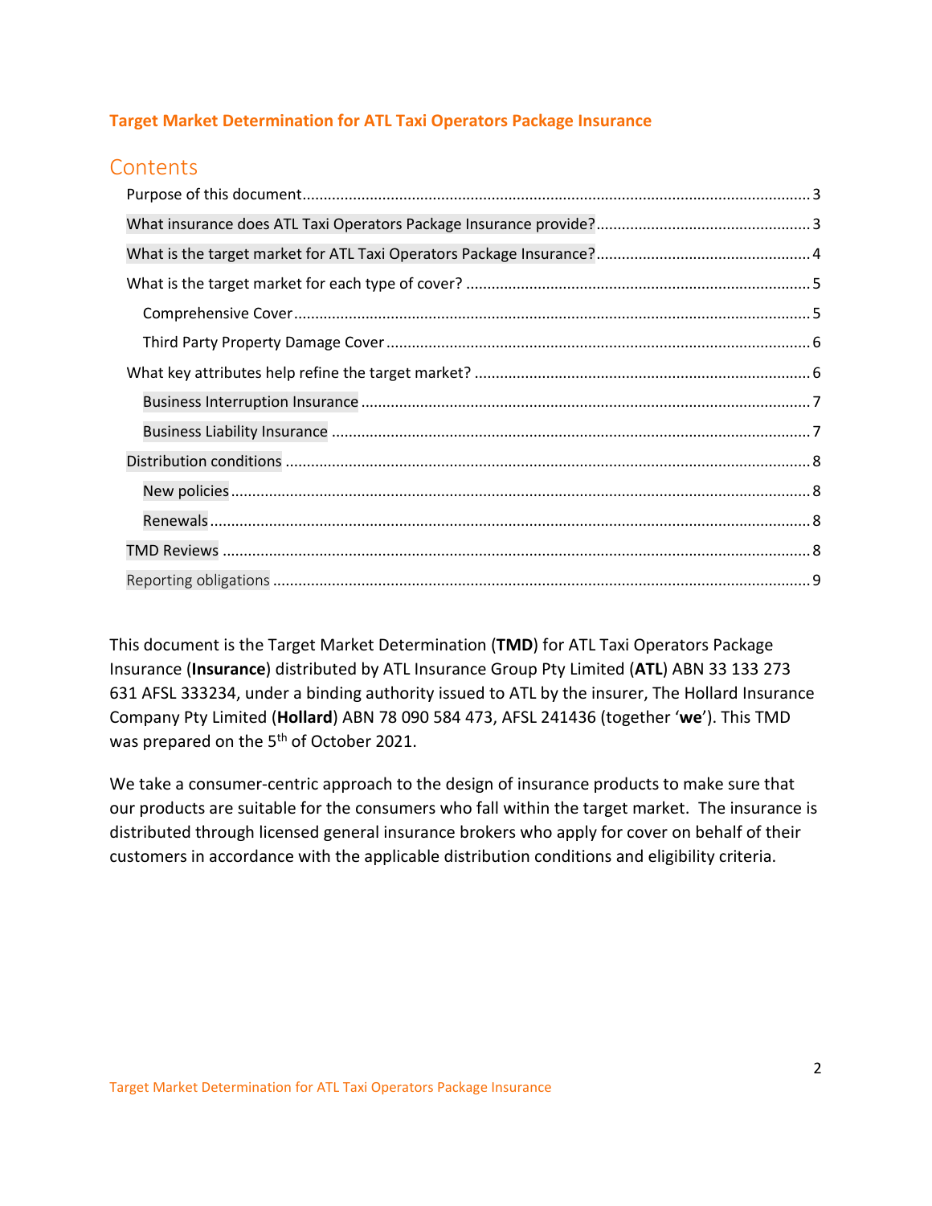**Target Market Determination for ATL Taxi Operators Package Insurance**

## Contents

- Purpose of this document ... 3
- What insurance does ATL Taxi Operators Package Insurance provide? ... 3
- What is the target market for ATL Taxi Operators Package Insurance? ... 4
- What is the target market for each type of cover? ... 5
  - Comprehensive Cover ... 5
  - Third Party Property Damage Cover ... 6
- What key attributes help refine the target market? ... 6
  - Business Interruption Insurance ... 7
  - Business Liability Insurance ... 7
- Distribution conditions ... 8
  - New policies ... 8
  - Renewals ... 8
- TMD Reviews ... 8
- Reporting obligations ... 9

This document is the Target Market Determination (**TMD**) for ATL Taxi Operators Package Insurance (**Insurance**) distributed by ATL Insurance Group Pty Limited (**ATL**) ABN 33 133 273 631 AFSL 333234, under a binding authority issued to ATL by the insurer, The Hollard Insurance Company Pty Limited (**Hollard**) ABN 78 090 584 473, AFSL 241436 (together '**we**'). This TMD was prepared on the 5th of October 2021.

We take a consumer-centric approach to the design of insurance products to make sure that our products are suitable for the consumers who fall within the target market. The insurance is distributed through licensed general insurance brokers who apply for cover on behalf of their customers in accordance with the applicable distribution conditions and eligibility criteria.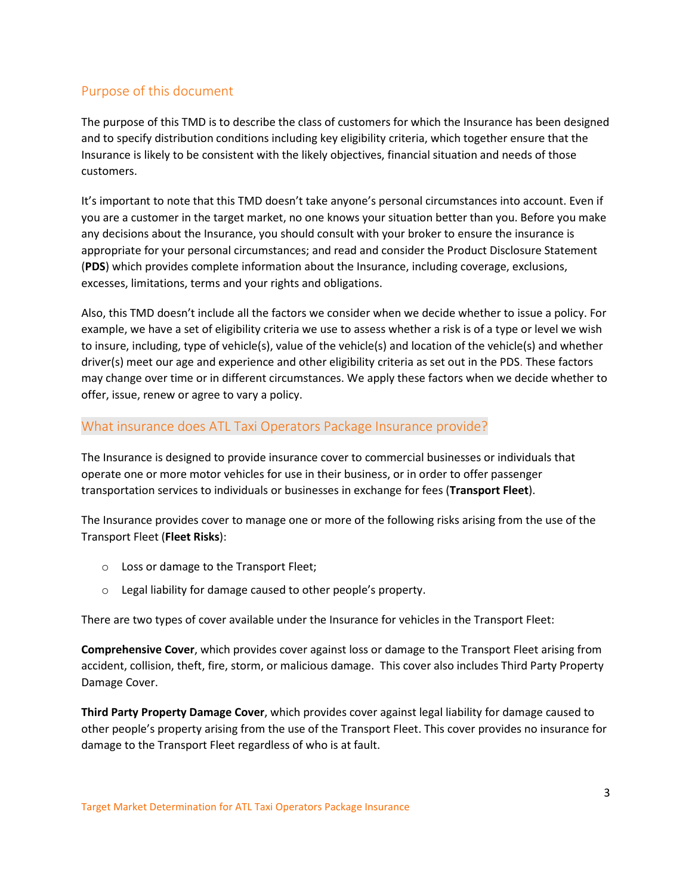## Purpose of this document

The purpose of this TMD is to describe the class of customers for which the Insurance has been designed and to specify distribution conditions including key eligibility criteria, which together ensure that the Insurance is likely to be consistent with the likely objectives, financial situation and needs of those customers.

It's important to note that this TMD doesn't take anyone's personal circumstances into account. Even if you are a customer in the target market, no one knows your situation better than you. Before you make any decisions about the Insurance, you should consult with your broker to ensure the insurance is appropriate for your personal circumstances; and read and consider the Product Disclosure Statement (**PDS**) which provides complete information about the Insurance, including coverage, exclusions, excesses, limitations, terms and your rights and obligations.

Also, this TMD doesn't include all the factors we consider when we decide whether to issue a policy. For example, we have a set of eligibility criteria we use to assess whether a risk is of a type or level we wish to insure, including, type of vehicle(s), value of the vehicle(s) and location of the vehicle(s) and whether driver(s) meet our age and experience and other eligibility criteria as set out in the PDS. These factors may change over time or in different circumstances. We apply these factors when we decide whether to offer, issue, renew or agree to vary a policy.

## What insurance does ATL Taxi Operators Package Insurance provide?

The Insurance is designed to provide insurance cover to commercial businesses or individuals that operate one or more motor vehicles for use in their business, or in order to offer passenger transportation services to individuals or businesses in exchange for fees (**Transport Fleet**).

The Insurance provides cover to manage one or more of the following risks arising from the use of the Transport Fleet (**Fleet Risks**):

- Loss or damage to the Transport Fleet;
- Legal liability for damage caused to other people's property.

There are two types of cover available under the Insurance for vehicles in the Transport Fleet:

**Comprehensive Cover**, which provides cover against loss or damage to the Transport Fleet arising from accident, collision, theft, fire, storm, or malicious damage. This cover also includes Third Party Property Damage Cover.

**Third Party Property Damage Cover**, which provides cover against legal liability for damage caused to other people's property arising from the use of the Transport Fleet. This cover provides no insurance for damage to the Transport Fleet regardless of who is at fault.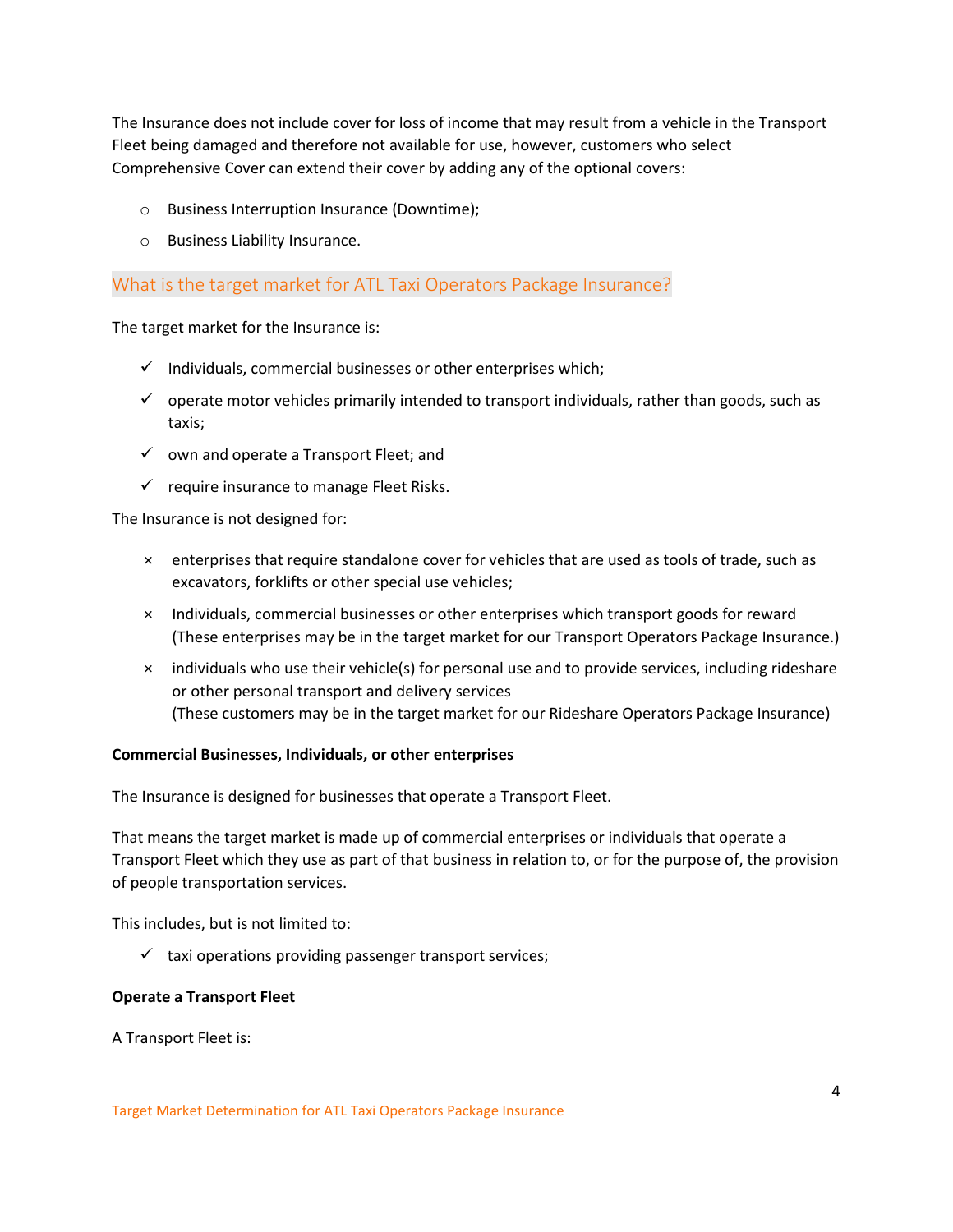The Insurance does not include cover for loss of income that may result from a vehicle in the Transport Fleet being damaged and therefore not available for use, however, customers who select Comprehensive Cover can extend their cover by adding any of the optional covers:

- Business Interruption Insurance (Downtime);
- Business Liability Insurance.

## What is the target market for ATL Taxi Operators Package Insurance?

The target market for the Insurance is:

- ✓ Individuals, commercial businesses or other enterprises which;
- ✓ operate motor vehicles primarily intended to transport individuals, rather than goods, such as taxis;
- ✓ own and operate a Transport Fleet; and
- ✓ require insurance to manage Fleet Risks.

The Insurance is not designed for:

- × enterprises that require standalone cover for vehicles that are used as tools of trade, such as excavators, forklifts or other special use vehicles;
- × Individuals, commercial businesses or other enterprises which transport goods for reward (These enterprises may be in the target market for our Transport Operators Package Insurance.)
- × individuals who use their vehicle(s) for personal use and to provide services, including rideshare or other personal transport and delivery services
  (These customers may be in the target market for our Rideshare Operators Package Insurance)

**Commercial Businesses, Individuals, or other enterprises**

The Insurance is designed for businesses that operate a Transport Fleet.

That means the target market is made up of commercial enterprises or individuals that operate a Transport Fleet which they use as part of that business in relation to, or for the purpose of, the provision of people transportation services.

This includes, but is not limited to:

- ✓ taxi operations providing passenger transport services;

**Operate a Transport Fleet**

A Transport Fleet is: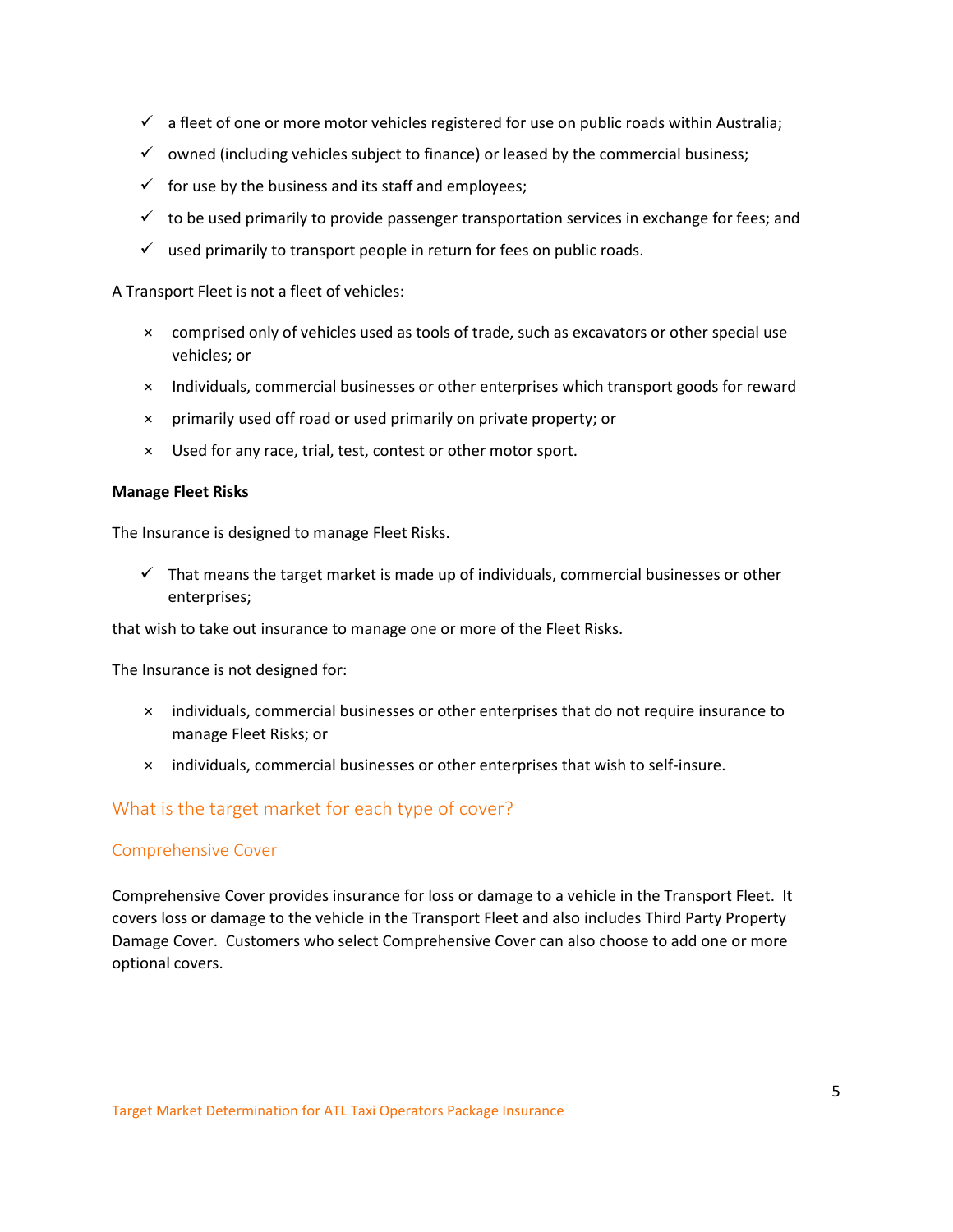- ✓ a fleet of one or more motor vehicles registered for use on public roads within Australia;
- ✓ owned (including vehicles subject to finance) or leased by the commercial business;
- ✓ for use by the business and its staff and employees;
- ✓ to be used primarily to provide passenger transportation services in exchange for fees; and
- ✓ used primarily to transport people in return for fees on public roads.

A Transport Fleet is not a fleet of vehicles:

- × comprised only of vehicles used as tools of trade, such as excavators or other special use vehicles; or
- × Individuals, commercial businesses or other enterprises which transport goods for reward
- × primarily used off road or used primarily on private property; or
- × Used for any race, trial, test, contest or other motor sport.

**Manage Fleet Risks**

The Insurance is designed to manage Fleet Risks.

- ✓ That means the target market is made up of individuals, commercial businesses or other enterprises;

that wish to take out insurance to manage one or more of the Fleet Risks.

The Insurance is not designed for:

- × individuals, commercial businesses or other enterprises that do not require insurance to manage Fleet Risks; or
- × individuals, commercial businesses or other enterprises that wish to self-insure.

## What is the target market for each type of cover?

### Comprehensive Cover

Comprehensive Cover provides insurance for loss or damage to a vehicle in the Transport Fleet. It covers loss or damage to the vehicle in the Transport Fleet and also includes Third Party Property Damage Cover. Customers who select Comprehensive Cover can also choose to add one or more optional covers.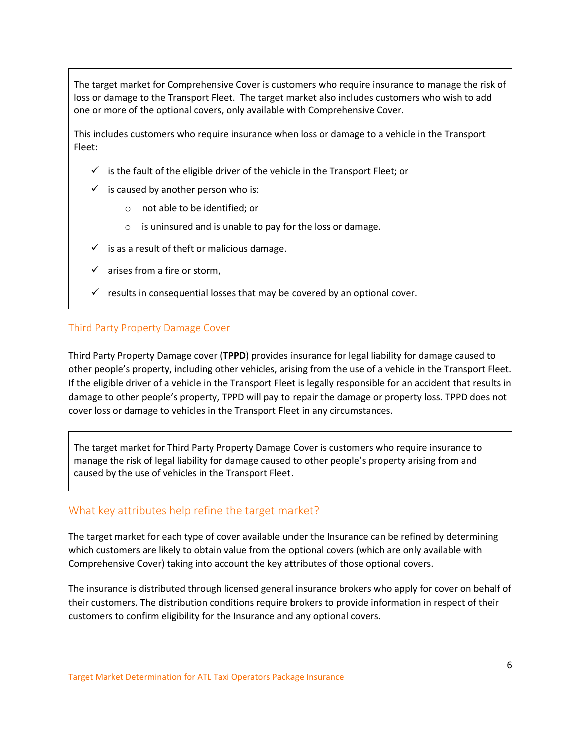The target market for Comprehensive Cover is customers who require insurance to manage the risk of loss or damage to the Transport Fleet. The target market also includes customers who wish to add one or more of the optional covers, only available with Comprehensive Cover.

This includes customers who require insurance when loss or damage to a vehicle in the Transport Fleet:

- ✓ is the fault of the eligible driver of the vehicle in the Transport Fleet; or
- ✓ is caused by another person who is:
  - not able to be identified; or
  - is uninsured and is unable to pay for the loss or damage.
- ✓ is as a result of theft or malicious damage.
- ✓ arises from a fire or storm,
- ✓ results in consequential losses that may be covered by an optional cover.

### Third Party Property Damage Cover

Third Party Property Damage cover (**TPPD**) provides insurance for legal liability for damage caused to other people's property, including other vehicles, arising from the use of a vehicle in the Transport Fleet. If the eligible driver of a vehicle in the Transport Fleet is legally responsible for an accident that results in damage to other people's property, TPPD will pay to repair the damage or property loss. TPPD does not cover loss or damage to vehicles in the Transport Fleet in any circumstances.

The target market for Third Party Property Damage Cover is customers who require insurance to manage the risk of legal liability for damage caused to other people's property arising from and caused by the use of vehicles in the Transport Fleet.

## What key attributes help refine the target market?

The target market for each type of cover available under the Insurance can be refined by determining which customers are likely to obtain value from the optional covers (which are only available with Comprehensive Cover) taking into account the key attributes of those optional covers.

The insurance is distributed through licensed general insurance brokers who apply for cover on behalf of their customers. The distribution conditions require brokers to provide information in respect of their customers to confirm eligibility for the Insurance and any optional covers.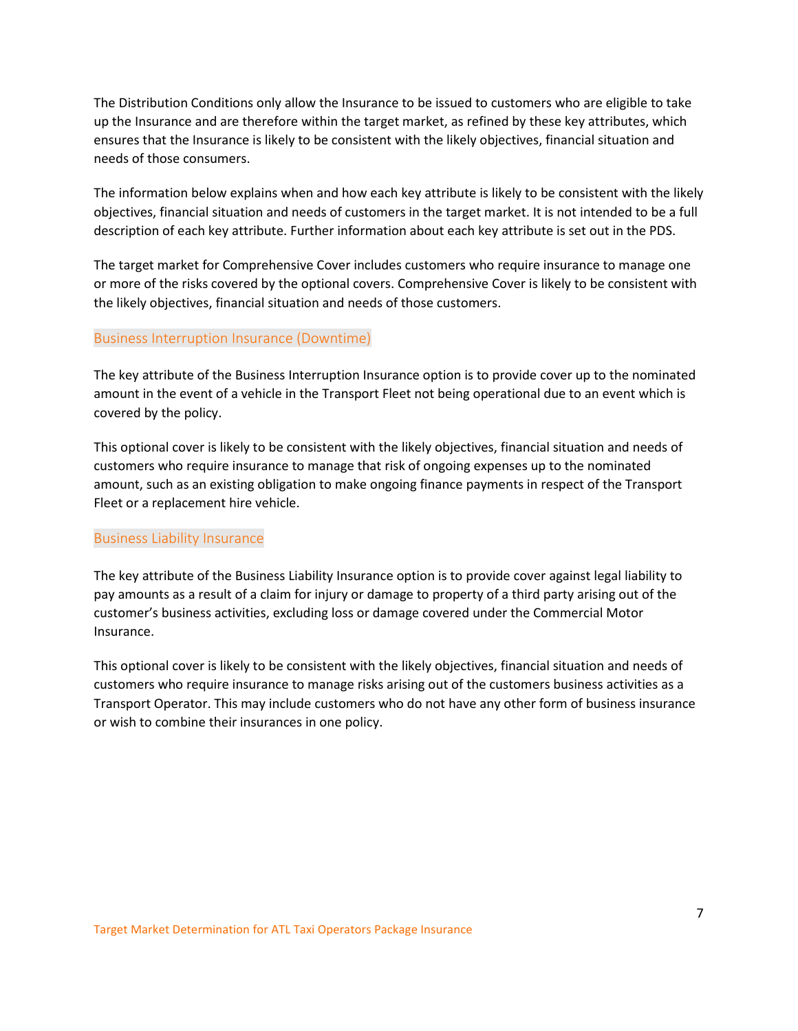The Distribution Conditions only allow the Insurance to be issued to customers who are eligible to take up the Insurance and are therefore within the target market, as refined by these key attributes, which ensures that the Insurance is likely to be consistent with the likely objectives, financial situation and needs of those consumers.

The information below explains when and how each key attribute is likely to be consistent with the likely objectives, financial situation and needs of customers in the target market. It is not intended to be a full description of each key attribute. Further information about each key attribute is set out in the PDS.

The target market for Comprehensive Cover includes customers who require insurance to manage one or more of the risks covered by the optional covers. Comprehensive Cover is likely to be consistent with the likely objectives, financial situation and needs of those customers.

## Business Interruption Insurance (Downtime)

The key attribute of the Business Interruption Insurance option is to provide cover up to the nominated amount in the event of a vehicle in the Transport Fleet not being operational due to an event which is covered by the policy.

This optional cover is likely to be consistent with the likely objectives, financial situation and needs of customers who require insurance to manage that risk of ongoing expenses up to the nominated amount, such as an existing obligation to make ongoing finance payments in respect of the Transport Fleet or a replacement hire vehicle.

## Business Liability Insurance

The key attribute of the Business Liability Insurance option is to provide cover against legal liability to pay amounts as a result of a claim for injury or damage to property of a third party arising out of the customer's business activities, excluding loss or damage covered under the Commercial Motor Insurance.

This optional cover is likely to be consistent with the likely objectives, financial situation and needs of customers who require insurance to manage risks arising out of the customers business activities as a Transport Operator. This may include customers who do not have any other form of business insurance or wish to combine their insurances in one policy.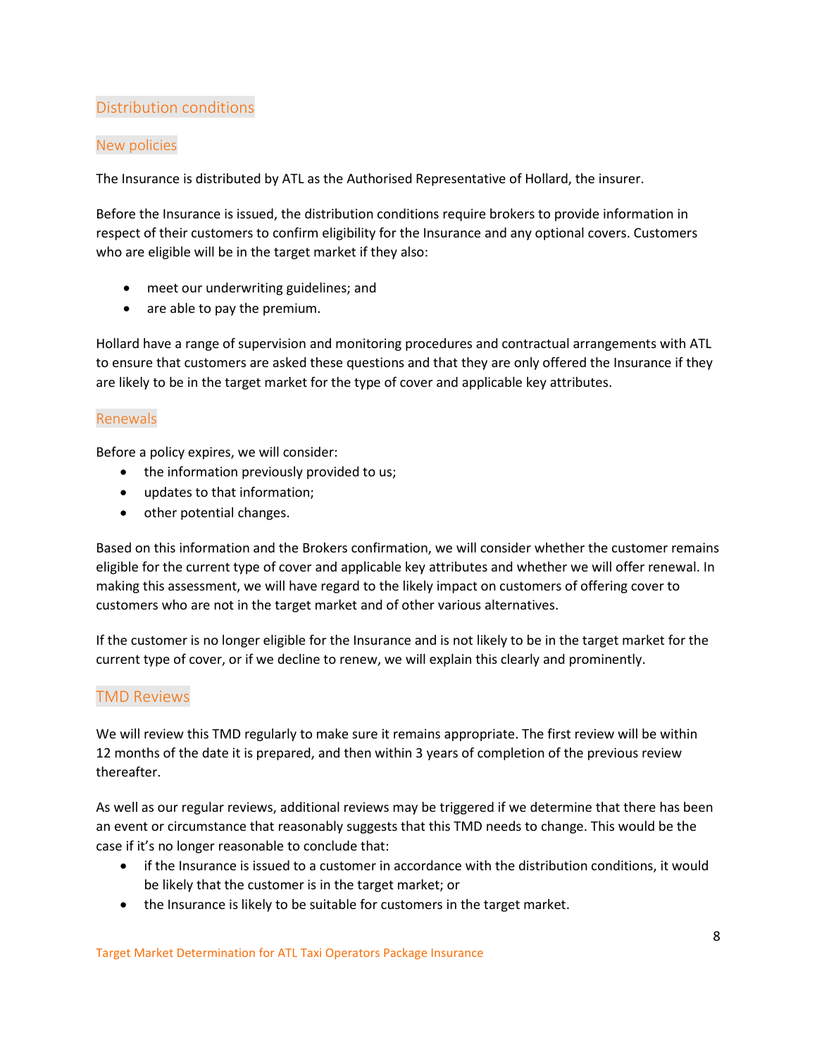## Distribution conditions

### New policies

The Insurance is distributed by ATL as the Authorised Representative of Hollard, the insurer.

Before the Insurance is issued, the distribution conditions require brokers to provide information in respect of their customers to confirm eligibility for the Insurance and any optional covers. Customers who are eligible will be in the target market if they also:

- meet our underwriting guidelines; and
- are able to pay the premium.

Hollard have a range of supervision and monitoring procedures and contractual arrangements with ATL to ensure that customers are asked these questions and that they are only offered the Insurance if they are likely to be in the target market for the type of cover and applicable key attributes.

### Renewals

Before a policy expires, we will consider:

- the information previously provided to us;
- updates to that information;
- other potential changes.

Based on this information and the Brokers confirmation, we will consider whether the customer remains eligible for the current type of cover and applicable key attributes and whether we will offer renewal. In making this assessment, we will have regard to the likely impact on customers of offering cover to customers who are not in the target market and of other various alternatives.

If the customer is no longer eligible for the Insurance and is not likely to be in the target market for the current type of cover, or if we decline to renew, we will explain this clearly and prominently.

## TMD Reviews

We will review this TMD regularly to make sure it remains appropriate. The first review will be within 12 months of the date it is prepared, and then within 3 years of completion of the previous review thereafter.

As well as our regular reviews, additional reviews may be triggered if we determine that there has been an event or circumstance that reasonably suggests that this TMD needs to change. This would be the case if it's no longer reasonable to conclude that:

- if the Insurance is issued to a customer in accordance with the distribution conditions, it would be likely that the customer is in the target market; or
- the Insurance is likely to be suitable for customers in the target market.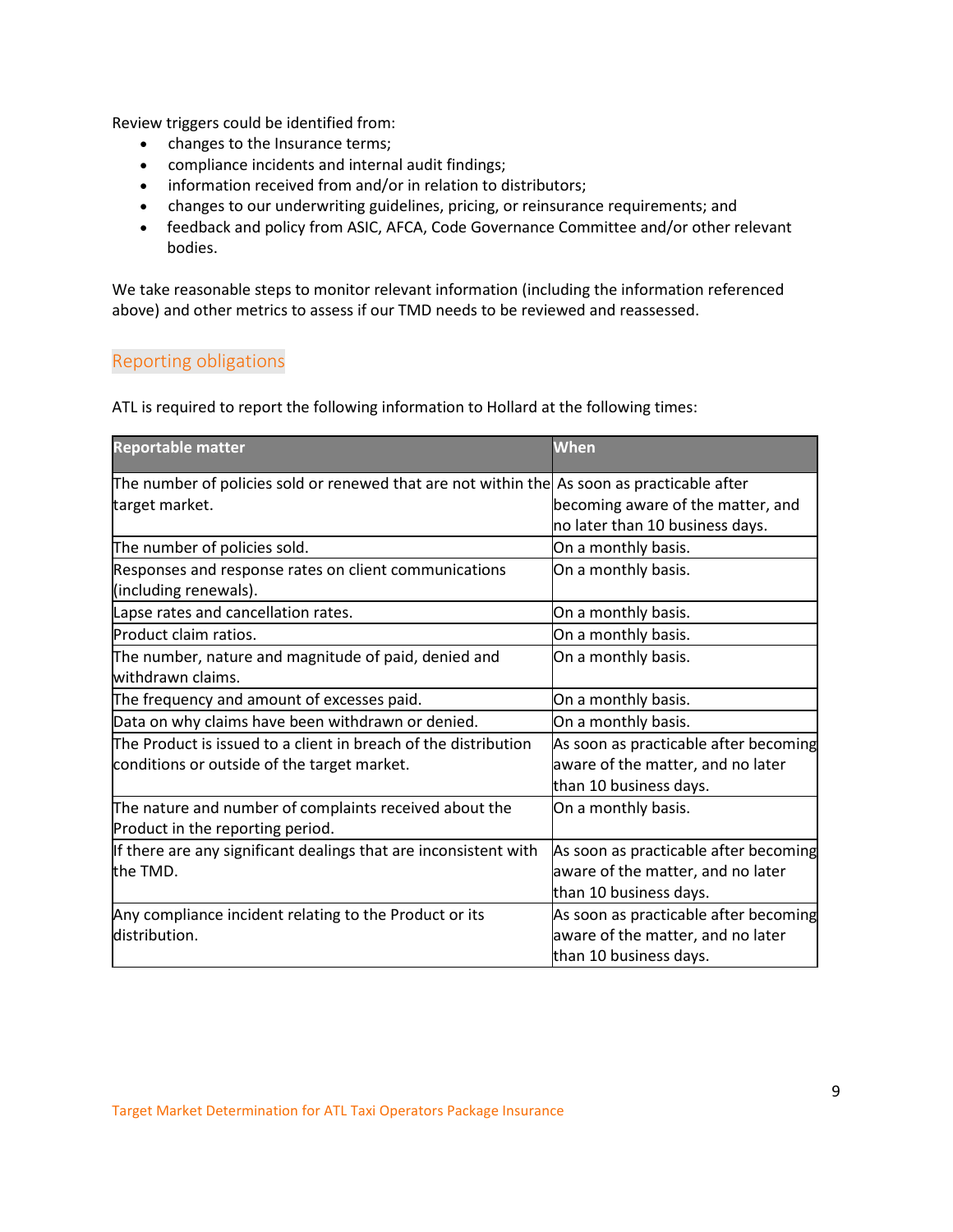Review triggers could be identified from:

- changes to the Insurance terms;
- compliance incidents and internal audit findings;
- information received from and/or in relation to distributors;
- changes to our underwriting guidelines, pricing, or reinsurance requirements; and
- feedback and policy from ASIC, AFCA, Code Governance Committee and/or other relevant bodies.

We take reasonable steps to monitor relevant information (including the information referenced above) and other metrics to assess if our TMD needs to be reviewed and reassessed.

## Reporting obligations

ATL is required to report the following information to Hollard at the following times:

| Reportable matter | When |
|---|---|
| The number of policies sold or renewed that are not within the target market. | As soon as practicable after becoming aware of the matter, and no later than 10 business days. |
| The number of policies sold. | On a monthly basis. |
| Responses and response rates on client communications (including renewals). | On a monthly basis. |
| Lapse rates and cancellation rates. | On a monthly basis. |
| Product claim ratios. | On a monthly basis. |
| The number, nature and magnitude of paid, denied and withdrawn claims. | On a monthly basis. |
| The frequency and amount of excesses paid. | On a monthly basis. |
| Data on why claims have been withdrawn or denied. | On a monthly basis. |
| The Product is issued to a client in breach of the distribution conditions or outside of the target market. | As soon as practicable after becoming aware of the matter, and no later than 10 business days. |
| The nature and number of complaints received about the Product in the reporting period. | On a monthly basis. |
| If there are any significant dealings that are inconsistent with the TMD. | As soon as practicable after becoming aware of the matter, and no later than 10 business days. |
| Any compliance incident relating to the Product or its distribution. | As soon as practicable after becoming aware of the matter, and no later than 10 business days. |